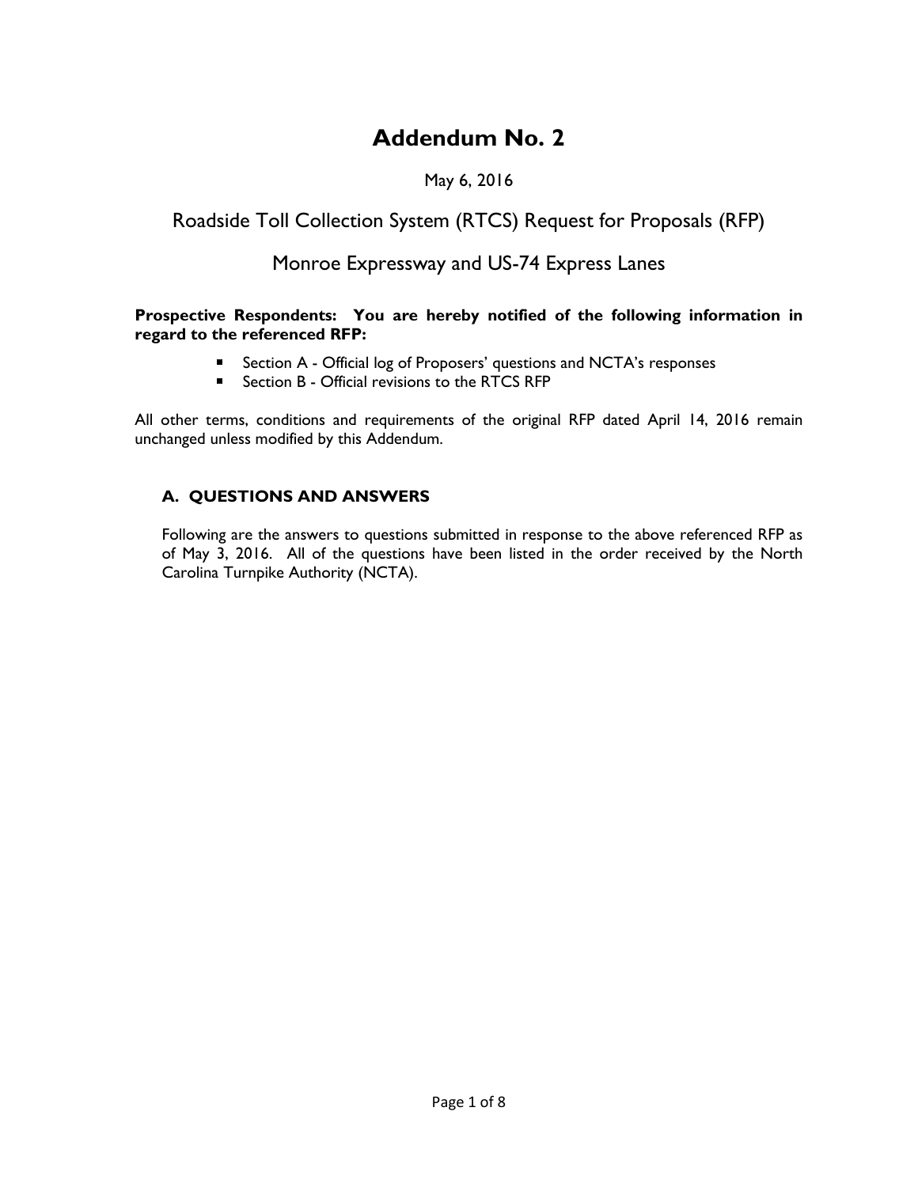# Addendum No. 2

May 6, 2016

## Roadside Toll Collection System (RTCS) Request for Proposals (RFP)

## Monroe Expressway and US-74 Express Lanes

**Prospective Respondents: You are hereby notified of the following information in regard to the referenced RFP:**

- Section A - Official log of Proposers' questions and NCTA's responses
- Section B - Official revisions to the RTCS RFP

All other terms, conditions and requirements of the original RFP dated April 14, 2016 remain unchanged unless modified by this Addendum.

### A. QUESTIONS AND ANSWERS

Following are the answers to questions submitted in response to the above referenced RFP as of May 3, 2016. All of the questions have been listed in the order received by the North Carolina Turnpike Authority (NCTA).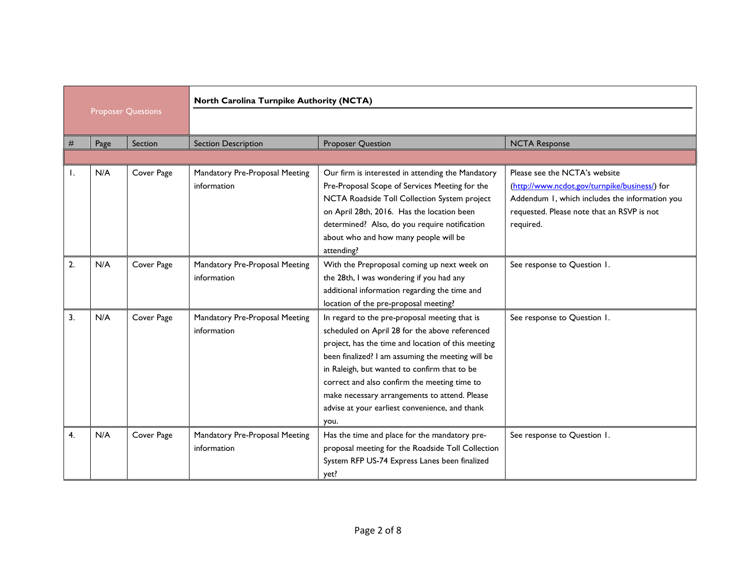| Proposer Questions | | | North Carolina Turnpike Authority (NCTA) | | |
|---|---|---|---|---|---|
| # | Page | Section | Section Description | Proposer Question | NCTA Response |
| 1. | N/A | Cover Page | Mandatory Pre-Proposal Meeting information | Our firm is interested in attending the Mandatory Pre-Proposal Scope of Services Meeting for the NCTA Roadside Toll Collection System project on April 28th, 2016. Has the location been determined? Also, do you require notification about who and how many people will be attending? | Please see the NCTA's website (http://www.ncdot.gov/turnpike/business/) for Addendum 1, which includes the information you requested. Please note that an RSVP is not required. |
| 2. | N/A | Cover Page | Mandatory Pre-Proposal Meeting information | With the Preproposal coming up next week on the 28th, I was wondering if you had any additional information regarding the time and location of the pre-proposal meeting? | See response to Question 1. |
| 3. | N/A | Cover Page | Mandatory Pre-Proposal Meeting information | In regard to the pre-proposal meeting that is scheduled on April 28 for the above referenced project, has the time and location of this meeting been finalized? I am assuming the meeting will be in Raleigh, but wanted to confirm that to be correct and also confirm the meeting time to make necessary arrangements to attend. Please advise at your earliest convenience, and thank you. | See response to Question 1. |
| 4. | N/A | Cover Page | Mandatory Pre-Proposal Meeting information | Has the time and place for the mandatory pre-proposal meeting for the Roadside Toll Collection System RFP US-74 Express Lanes been finalized yet? | See response to Question 1. |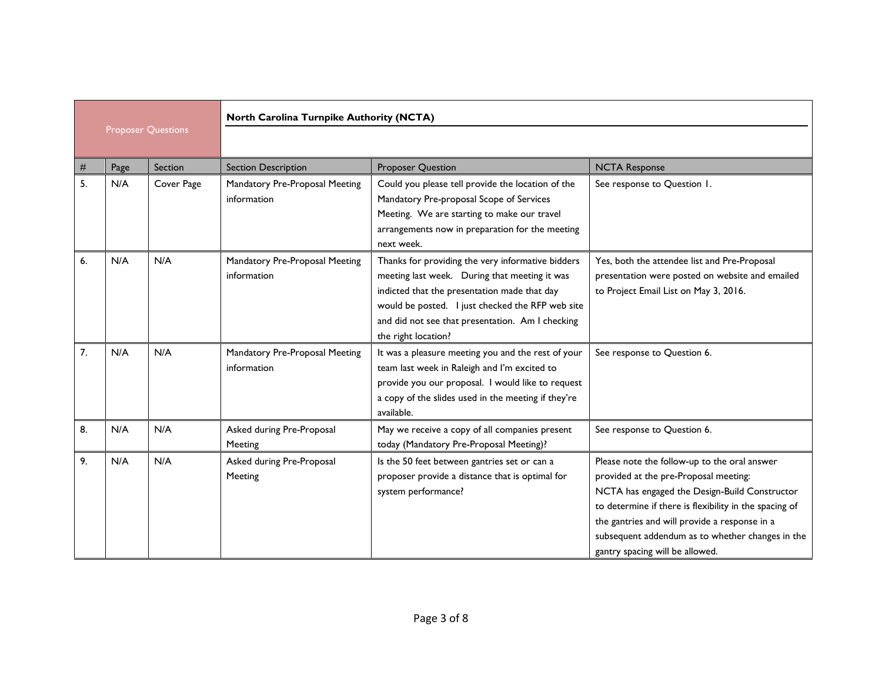| Proposer Questions | | | North Carolina Turnpike Authority (NCTA) | | |
|---|---|---|---|---|---|
| # | Page | Section | Section Description | Proposer Question | NCTA Response |
| 5. | N/A | Cover Page | Mandatory Pre-Proposal Meeting information | Could you please tell provide the location of the Mandatory Pre-proposal Scope of Services Meeting. We are starting to make our travel arrangements now in preparation for the meeting next week. | See response to Question 1. |
| 6. | N/A | N/A | Mandatory Pre-Proposal Meeting information | Thanks for providing the very informative bidders meeting last week. During that meeting it was indicted that the presentation made that day would be posted. I just checked the RFP web site and did not see that presentation. Am I checking the right location? | Yes, both the attendee list and Pre-Proposal presentation were posted on website and emailed to Project Email List on May 3, 2016. |
| 7. | N/A | N/A | Mandatory Pre-Proposal Meeting information | It was a pleasure meeting you and the rest of your team last week in Raleigh and I'm excited to provide you our proposal. I would like to request a copy of the slides used in the meeting if they're available. | See response to Question 6. |
| 8. | N/A | N/A | Asked during Pre-Proposal Meeting | May we receive a copy of all companies present today (Mandatory Pre-Proposal Meeting)? | See response to Question 6. |
| 9. | N/A | N/A | Asked during Pre-Proposal Meeting | Is the 50 feet between gantries set or can a proposer provide a distance that is optimal for system performance? | Please note the follow-up to the oral answer provided at the pre-Proposal meeting: NCTA has engaged the Design-Build Constructor to determine if there is flexibility in the spacing of the gantries and will provide a response in a subsequent addendum as to whether changes in the gantry spacing will be allowed. |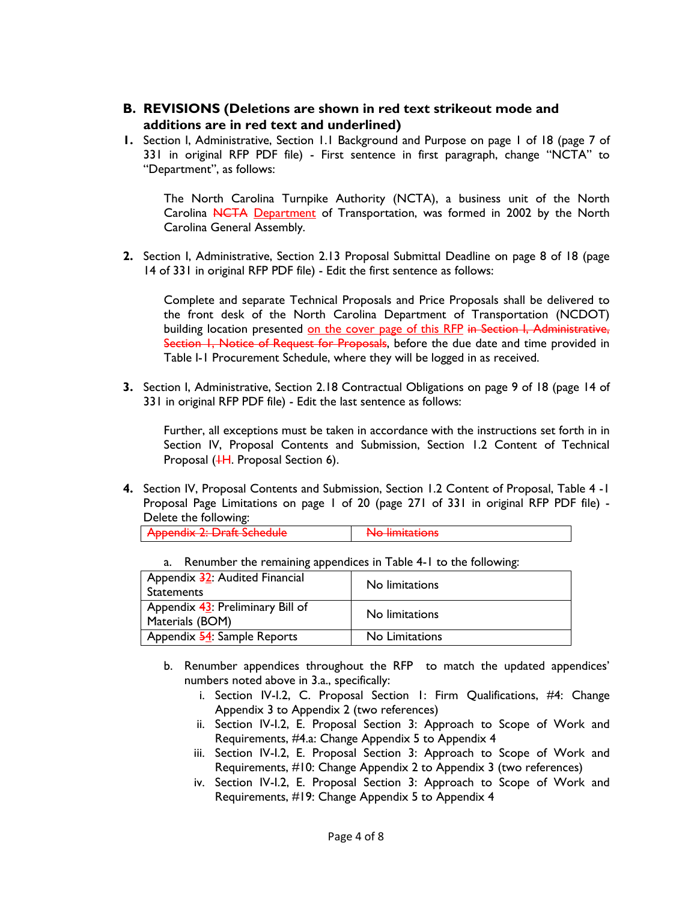## B. REVISIONS (Deletions are shown in red text strikeout mode and additions are in red text and underlined)

1. Section I, Administrative, Section 1.1 Background and Purpose on page 1 of 18 (page 7 of 331 in original RFP PDF file) - First sentence in first paragraph, change "NCTA" to "Department", as follows:

   The North Carolina Turnpike Authority (NCTA), a business unit of the North Carolina ~~NCTA~~ <u>Department</u> of Transportation, was formed in 2002 by the North Carolina General Assembly.

2. Section I, Administrative, Section 2.13 Proposal Submittal Deadline on page 8 of 18 (page 14 of 331 in original RFP PDF file) - Edit the first sentence as follows:

   Complete and separate Technical Proposals and Price Proposals shall be delivered to the front desk of the North Carolina Department of Transportation (NCDOT) building location presented <u>on the cover page of this RFP</u> ~~in Section I, Administrative, Section I, Notice of Request for Proposals~~, before the due date and time provided in Table I-1 Procurement Schedule, where they will be logged in as received.

3. Section I, Administrative, Section 2.18 Contractual Obligations on page 9 of 18 (page 14 of 331 in original RFP PDF file) - Edit the last sentence as follows:

   Further, all exceptions must be taken in accordance with the instructions set forth in in Section IV, Proposal Contents and Submission, Section 1.2 Content of Technical Proposal (~~I~~<u>H</u>. Proposal Section 6).

4. Section IV, Proposal Contents and Submission, Section 1.2 Content of Proposal, Table 4 -1 Proposal Page Limitations on page 1 of 20 (page 271 of 331 in original RFP PDF file) - Delete the following:

| ~~Appendix 2: Draft Schedule~~ | ~~No limitations~~ |
|---|---|

   a. Renumber the remaining appendices in Table 4-1 to the following:

| Appendix ~~3~~<u>2</u>: Audited Financial Statements | No limitations |
|---|---|
| Appendix ~~4~~<u>3</u>: Preliminary Bill of Materials (BOM) | No limitations |
| Appendix ~~5~~<u>4</u>: Sample Reports | No Limitations |

   b. Renumber appendices throughout the RFP to match the updated appendices' numbers noted above in 3.a., specifically:
      i. Section IV-I.2, C. Proposal Section 1: Firm Qualifications, #4: Change Appendix 3 to Appendix 2 (two references)
      ii. Section IV-I.2, E. Proposal Section 3: Approach to Scope of Work and Requirements, #4.a: Change Appendix 5 to Appendix 4
      iii. Section IV-I.2, E. Proposal Section 3: Approach to Scope of Work and Requirements, #10: Change Appendix 2 to Appendix 3 (two references)
      iv. Section IV-I.2, E. Proposal Section 3: Approach to Scope of Work and Requirements, #19: Change Appendix 5 to Appendix 4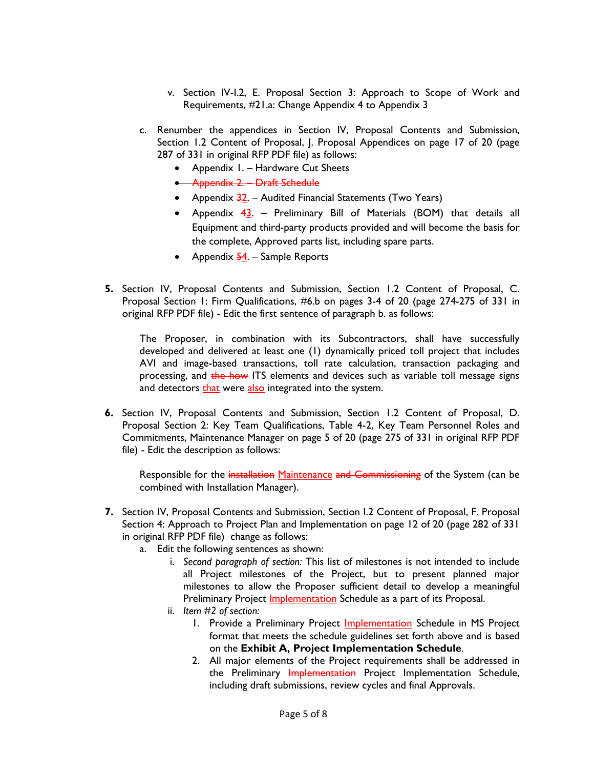v. Section IV-I.2, E. Proposal Section 3: Approach to Scope of Work and Requirements, #21.a: Change Appendix 4 to Appendix 3

c. Renumber the appendices in Section IV, Proposal Contents and Submission, Section 1.2 Content of Proposal, J. Proposal Appendices on page 17 of 20 (page 287 of 331 in original RFP PDF file) as follows:

- Appendix 1. – Hardware Cut Sheets
- ~~Appendix 2. – Draft Schedule~~
- Appendix ~~3~~2. – Audited Financial Statements (Two Years)
- Appendix ~~4~~3. – Preliminary Bill of Materials (BOM) that details all Equipment and third-party products provided and will become the basis for the complete, Approved parts list, including spare parts.
- Appendix ~~5~~4. – Sample Reports

**5.** Section IV, Proposal Contents and Submission, Section 1.2 Content of Proposal, C. Proposal Section 1: Firm Qualifications, #6.b on pages 3-4 of 20 (page 274-275 of 331 in original RFP PDF file) - Edit the first sentence of paragraph b. as follows:

> The Proposer, in combination with its Subcontractors, shall have successfully developed and delivered at least one (1) dynamically priced toll project that includes AVI and image-based transactions, toll rate calculation, transaction packaging and processing, and ~~the how~~ ITS elements and devices such as variable toll message signs and detectors <u>that</u> were <u>also</u> integrated into the system.

**6.** Section IV, Proposal Contents and Submission, Section 1.2 Content of Proposal, D. Proposal Section 2: Key Team Qualifications, Table 4-2, Key Team Personnel Roles and Commitments, Maintenance Manager on page 5 of 20 (page 275 of 331 in original RFP PDF file) - Edit the description as follows:

> Responsible for the ~~installation~~ <u>Maintenance</u> ~~and Commissioning~~ of the System (can be combined with Installation Manager).

**7.** Section IV, Proposal Contents and Submission, Section I.2 Content of Proposal, F. Proposal Section 4: Approach to Project Plan and Implementation on page 12 of 20 (page 282 of 331 in original RFP PDF file) change as follows:

a. Edit the following sentences as shown:

i. *Second paragraph of section:* This list of milestones is not intended to include all Project milestones of the Project, but to present planned major milestones to allow the Proposer sufficient detail to develop a meaningful Preliminary Project <u>Implementation</u> Schedule as a part of its Proposal.

ii. *Item #2 of section:*

1. Provide a Preliminary Project <u>Implementation</u> Schedule in MS Project format that meets the schedule guidelines set forth above and is based on the **Exhibit A, Project Implementation Schedule**.
2. All major elements of the Project requirements shall be addressed in the Preliminary ~~Implementation~~ Project Implementation Schedule, including draft submissions, review cycles and final Approvals.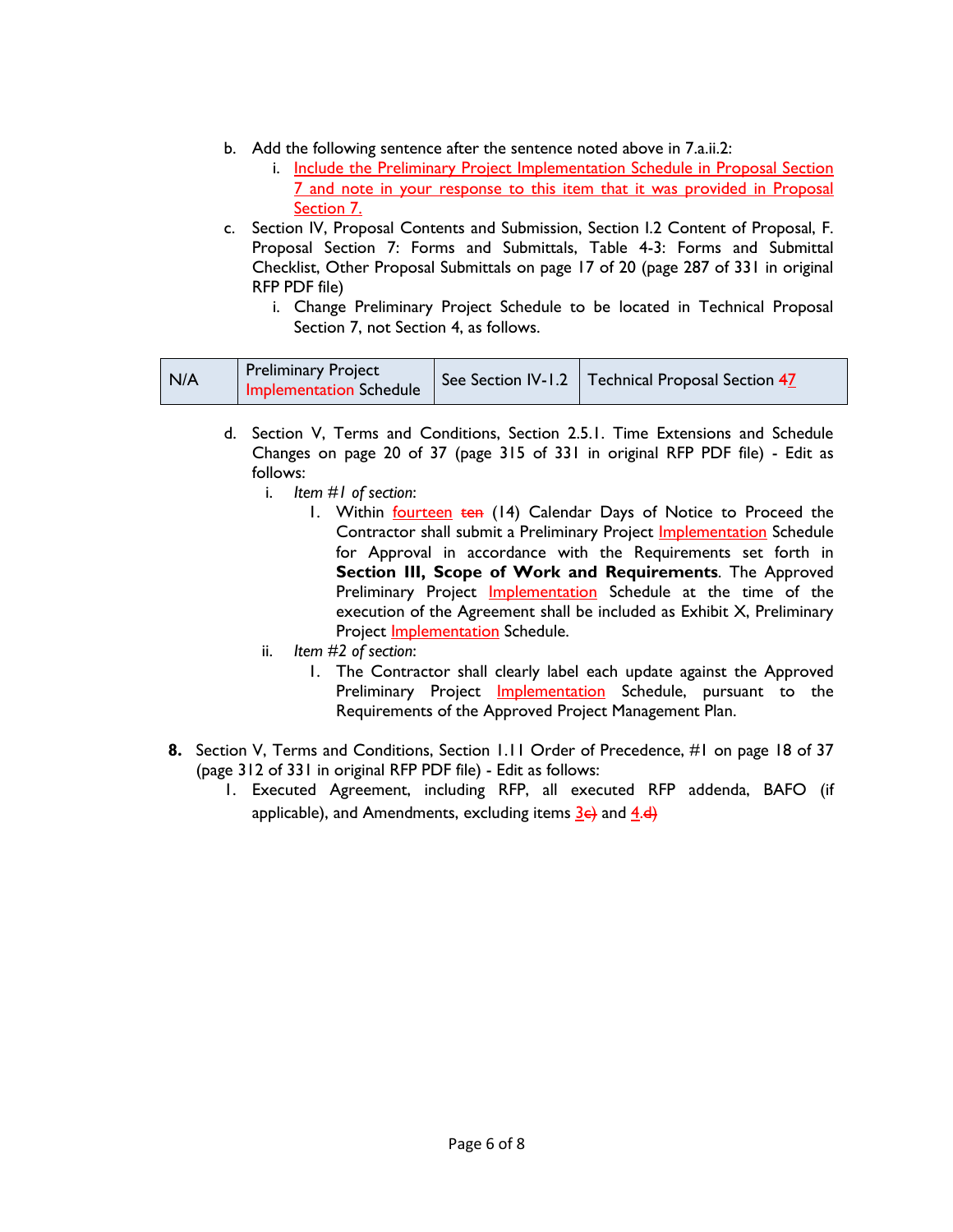b. Add the following sentence after the sentence noted above in 7.a.ii.2:
   i. Include the Preliminary Project Implementation Schedule in Proposal Section 7 and note in your response to this item that it was provided in Proposal Section 7.

c. Section IV, Proposal Contents and Submission, Section I.2 Content of Proposal, F. Proposal Section 7: Forms and Submittals, Table 4-3: Forms and Submittal Checklist, Other Proposal Submittals on page 17 of 20 (page 287 of 331 in original RFP PDF file)
   i. Change Preliminary Project Schedule to be located in Technical Proposal Section 7, not Section 4, as follows.

| N/A | Preliminary Project Implementation Schedule | See Section IV-1.2 | Technical Proposal Section ~~4~~7 |
|---|---|---|---|

d. Section V, Terms and Conditions, Section 2.5.1. Time Extensions and Schedule Changes on page 20 of 37 (page 315 of 331 in original RFP PDF file) - Edit as follows:
   i. *Item #1 of section*:
      1. Within fourteen ~~ten~~ (14) Calendar Days of Notice to Proceed the Contractor shall submit a Preliminary Project Implementation Schedule for Approval in accordance with the Requirements set forth in **Section III, Scope of Work and Requirements**. The Approved Preliminary Project Implementation Schedule at the time of the execution of the Agreement shall be included as Exhibit X, Preliminary Project Implementation Schedule.
   ii. *Item #2 of section*:
      1. The Contractor shall clearly label each update against the Approved Preliminary Project Implementation Schedule, pursuant to the Requirements of the Approved Project Management Plan.

**8.** Section V, Terms and Conditions, Section 1.11 Order of Precedence, #1 on page 18 of 37 (page 312 of 331 in original RFP PDF file) - Edit as follows:
   1. Executed Agreement, including RFP, all executed RFP addenda, BAFO (if applicable), and Amendments, excluding items 3~~c)~~ and 4.~~d)~~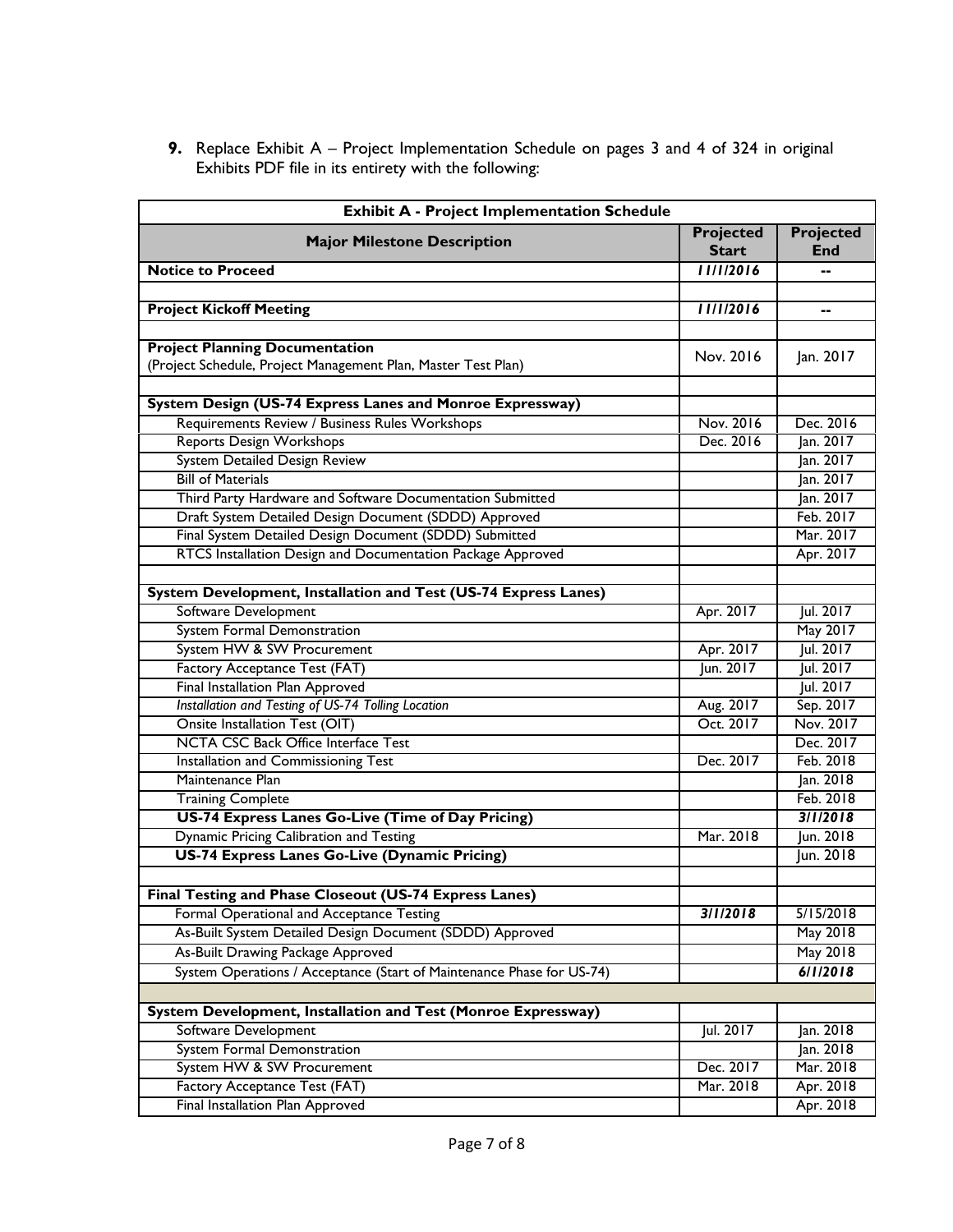**9.** Replace Exhibit A – Project Implementation Schedule on pages 3 and 4 of 324 in original Exhibits PDF file in its entirety with the following:

| **Exhibit A - Project Implementation Schedule** | | |
|---|---|---|
| **Major Milestone Description** | **Projected Start** | **Projected End** |
| **Notice to Proceed** | ***11/1/2016*** | -- |
| | | |
| **Project Kickoff Meeting** | ***11/1/2016*** | -- |
| | | |
| **Project Planning Documentation** (Project Schedule, Project Management Plan, Master Test Plan) | Nov. 2016 | Jan. 2017 |
| | | |
| **System Design (US-74 Express Lanes and Monroe Expressway)** | | |
| Requirements Review / Business Rules Workshops | Nov. 2016 | Dec. 2016 |
| Reports Design Workshops | Dec. 2016 | Jan. 2017 |
| System Detailed Design Review | | Jan. 2017 |
| Bill of Materials | | Jan. 2017 |
| Third Party Hardware and Software Documentation Submitted | | Jan. 2017 |
| Draft System Detailed Design Document (SDDD) Approved | | Feb. 2017 |
| Final System Detailed Design Document (SDDD) Submitted | | Mar. 2017 |
| RTCS Installation Design and Documentation Package Approved | | Apr. 2017 |
| | | |
| **System Development, Installation and Test (US-74 Express Lanes)** | | |
| Software Development | Apr. 2017 | Jul. 2017 |
| System Formal Demonstration | | May 2017 |
| System HW & SW Procurement | Apr. 2017 | Jul. 2017 |
| Factory Acceptance Test (FAT) | Jun. 2017 | Jul. 2017 |
| Final Installation Plan Approved | | Jul. 2017 |
| *Installation and Testing of US-74 Tolling Location* | Aug. 2017 | Sep. 2017 |
| Onsite Installation Test (OIT) | Oct. 2017 | Nov. 2017 |
| NCTA CSC Back Office Interface Test | | Dec. 2017 |
| Installation and Commissioning Test | Dec. 2017 | Feb. 2018 |
| Maintenance Plan | | Jan. 2018 |
| Training Complete | | Feb. 2018 |
| **US-74 Express Lanes Go-Live (Time of Day Pricing)** | | ***3/1/2018*** |
| Dynamic Pricing Calibration and Testing | Mar. 2018 | Jun. 2018 |
| **US-74 Express Lanes Go-Live (Dynamic Pricing)** | | Jun. 2018 |
| | | |
| **Final Testing and Phase Closeout (US-74 Express Lanes)** | | |
| Formal Operational and Acceptance Testing | ***3/1/2018*** | 5/15/2018 |
| As-Built System Detailed Design Document (SDDD) Approved | | May 2018 |
| As-Built Drawing Package Approved | | May 2018 |
| System Operations / Acceptance (Start of Maintenance Phase for US-74) | | ***6/1/2018*** |
| | | |
| **System Development, Installation and Test (Monroe Expressway)** | | |
| Software Development | Jul. 2017 | Jan. 2018 |
| System Formal Demonstration | | Jan. 2018 |
| System HW & SW Procurement | Dec. 2017 | Mar. 2018 |
| Factory Acceptance Test (FAT) | Mar. 2018 | Apr. 2018 |
| Final Installation Plan Approved | | Apr. 2018 |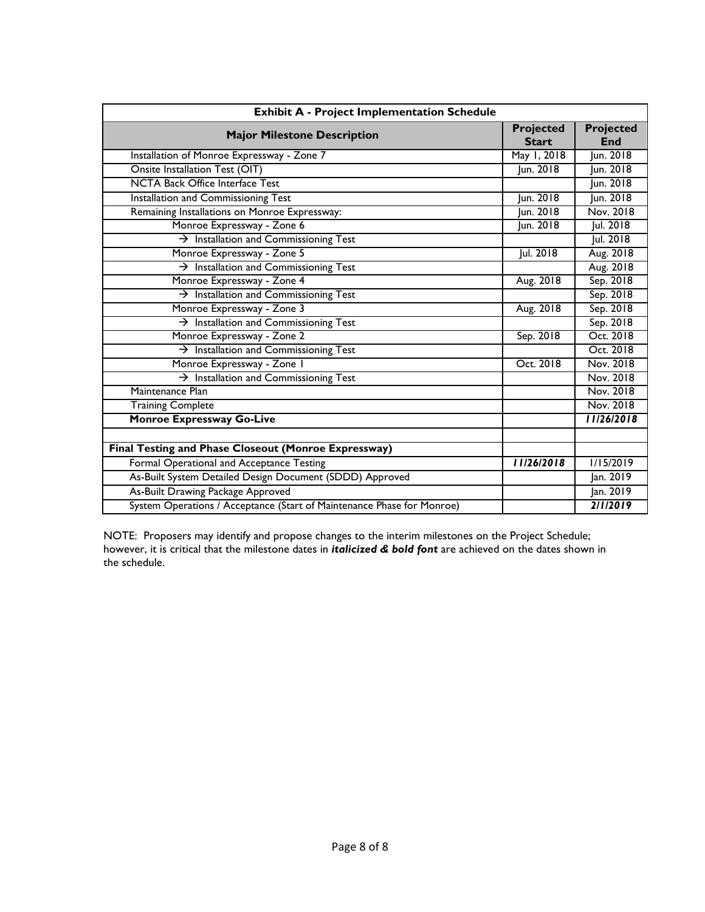| **Exhibit A - Project Implementation Schedule** | | |
|---|---|---|
| **Major Milestone Description** | **Projected Start** | **Projected End** |
| Installation of Monroe Expressway - Zone 7 | May 1, 2018 | Jun. 2018 |
| Onsite Installation Test (OIT) | Jun. 2018 | Jun. 2018 |
| NCTA Back Office Interface Test | | Jun. 2018 |
| Installation and Commissioning Test | Jun. 2018 | Jun. 2018 |
| Remaining Installations on Monroe Expressway: | Jun. 2018 | Nov. 2018 |
| Monroe Expressway - Zone 6 | Jun. 2018 | Jul. 2018 |
| → Installation and Commissioning Test | | Jul. 2018 |
| Monroe Expressway - Zone 5 | Jul. 2018 | Aug. 2018 |
| → Installation and Commissioning Test | | Aug. 2018 |
| Monroe Expressway - Zone 4 | Aug. 2018 | Sep. 2018 |
| → Installation and Commissioning Test | | Sep. 2018 |
| Monroe Expressway - Zone 3 | Aug. 2018 | Sep. 2018 |
| → Installation and Commissioning Test | | Sep. 2018 |
| Monroe Expressway - Zone 2 | Sep. 2018 | Oct. 2018 |
| → Installation and Commissioning Test | | Oct. 2018 |
| Monroe Expressway - Zone 1 | Oct. 2018 | Nov. 2018 |
| → Installation and Commissioning Test | | Nov. 2018 |
| Maintenance Plan | | Nov. 2018 |
| Training Complete | | Nov. 2018 |
| **Monroe Expressway Go-Live** | | ***11/26/2018*** |
| | | |
| **Final Testing and Phase Closeout (Monroe Expressway)** | | |
| Formal Operational and Acceptance Testing | ***11/26/2018*** | 1/15/2019 |
| As-Built System Detailed Design Document (SDDD) Approved | | Jan. 2019 |
| As-Built Drawing Package Approved | | Jan. 2019 |
| System Operations / Acceptance (Start of Maintenance Phase for Monroe) | | ***2/1/2019*** |

NOTE: Proposers may identify and propose changes to the interim milestones on the Project Schedule; however, it is critical that the milestone dates in ***italicized & bold font*** are achieved on the dates shown in the schedule.